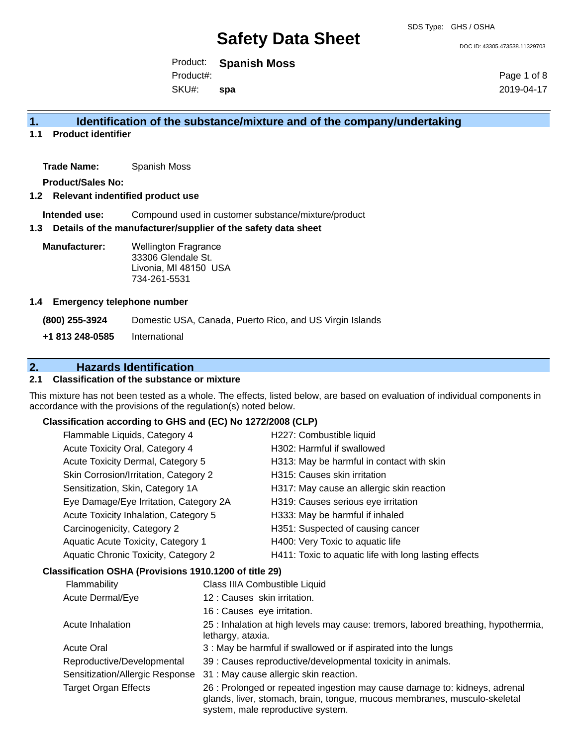SDS Type: GHS / OSHA

# Safety Data Sheet

DOC ID: 43305.473538.11329703

Product: **Spanish Moss**
Product#:
SKU#: **spa**

2019-04-17

## 1. Identification of the substance/mixture and of the company/undertaking

### 1.1 Product identifier

**Trade Name:** Spanish Moss

**Product/Sales No:**

### 1.2 Relevant indentified product use

**Intended use:** Compound used in customer substance/mixture/product

### 1.3 Details of the manufacturer/supplier of the safety data sheet

**Manufacturer:** Wellington Fragrance
33306 Glendale St.
Livonia, MI 48150 USA
734-261-5531

### 1.4 Emergency telephone number

**(800) 255-3924** Domestic USA, Canada, Puerto Rico, and US Virgin Islands

**+1 813 248-0585** International

## 2. Hazards Identification

### 2.1 Classification of the substance or mixture

This mixture has not been tested as a whole. The effects, listed below, are based on evaluation of individual components in accordance with the provisions of the regulation(s) noted below.

**Classification according to GHS and (EC) No 1272/2008 (CLP)**

| | |
|---|---|
| Flammable Liquids, Category 4 | H227: Combustible liquid |
| Acute Toxicity Oral, Category 4 | H302: Harmful if swallowed |
| Acute Toxicity Dermal, Category 5 | H313: May be harmful in contact with skin |
| Skin Corrosion/Irritation, Category 2 | H315: Causes skin irritation |
| Sensitization, Skin, Category 1A | H317: May cause an allergic skin reaction |
| Eye Damage/Eye Irritation, Category 2A | H319: Causes serious eye irritation |
| Acute Toxicity Inhalation, Category 5 | H333: May be harmful if inhaled |
| Carcinogenicity, Category 2 | H351: Suspected of causing cancer |
| Aquatic Acute Toxicity, Category 1 | H400: Very Toxic to aquatic life |
| Aquatic Chronic Toxicity, Category 2 | H411: Toxic to aquatic life with long lasting effects |

**Classification OSHA (Provisions 1910.1200 of title 29)**

| | |
|---|---|
| Flammability | Class IIIA Combustible Liquid |
| Acute Dermal/Eye | 12 : Causes skin irritation. |
| | 16 : Causes eye irritation. |
| Acute Inhalation | 25 : Inhalation at high levels may cause: tremors, labored breathing, hypothermia, lethargy, ataxia. |
| Acute Oral | 3 : May be harmful if swallowed or if aspirated into the lungs |
| Reproductive/Developmental | 39 : Causes reproductive/developmental toxicity in animals. |
| Sensitization/Allergic Response | 31 : May cause allergic skin reaction. |
| Target Organ Effects | 26 : Prolonged or repeated ingestion may cause damage to: kidneys, adrenal glands, liver, stomach, brain, tongue, mucous membranes, musculo-skeletal system, male reproductive system. |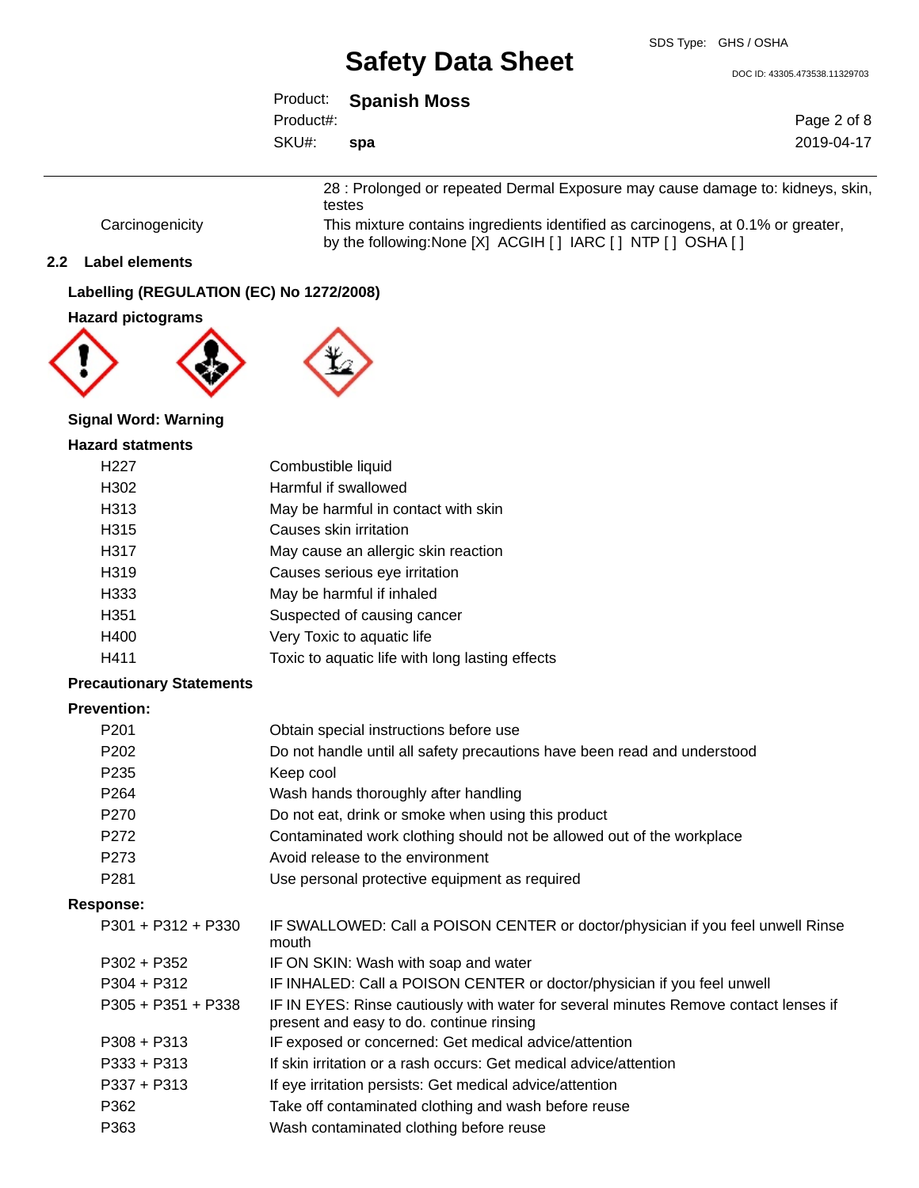| | |
|---|---|
| | 28 : Prolonged or repeated Dermal Exposure may cause damage to: kidneys, skin, testes |
| Carcinogenicity | This mixture contains ingredients identified as carcinogens, at 0.1% or greater, by the following:None [X] ACGIH [ ] IARC [ ] NTP [ ] OSHA [ ] |

## 2.2 Label elements

### Labelling (REGULATION (EC) No 1272/2008)

### Hazard pictograms

**Signal Word: Warning**

### Hazard statments

| | |
|---|---|
| H227 | Combustible liquid |
| H302 | Harmful if swallowed |
| H313 | May be harmful in contact with skin |
| H315 | Causes skin irritation |
| H317 | May cause an allergic skin reaction |
| H319 | Causes serious eye irritation |
| H333 | May be harmful if inhaled |
| H351 | Suspected of causing cancer |
| H400 | Very Toxic to aquatic life |
| H411 | Toxic to aquatic life with long lasting effects |

### Precautionary Statements

**Prevention:**

| | |
|---|---|
| P201 | Obtain special instructions before use |
| P202 | Do not handle until all safety precautions have been read and understood |
| P235 | Keep cool |
| P264 | Wash hands thoroughly after handling |
| P270 | Do not eat, drink or smoke when using this product |
| P272 | Contaminated work clothing should not be allowed out of the workplace |
| P273 | Avoid release to the environment |
| P281 | Use personal protective equipment as required |

**Response:**

| | |
|---|---|
| P301 + P312 + P330 | IF SWALLOWED: Call a POISON CENTER or doctor/physician if you feel unwell Rinse mouth |
| P302 + P352 | IF ON SKIN: Wash with soap and water |
| P304 + P312 | IF INHALED: Call a POISON CENTER or doctor/physician if you feel unwell |
| P305 + P351 + P338 | IF IN EYES: Rinse cautiously with water for several minutes Remove contact lenses if present and easy to do. continue rinsing |
| P308 + P313 | IF exposed or concerned: Get medical advice/attention |
| P333 + P313 | If skin irritation or a rash occurs: Get medical advice/attention |
| P337 + P313 | If eye irritation persists: Get medical advice/attention |
| P362 | Take off contaminated clothing and wash before reuse |
| P363 | Wash contaminated clothing before reuse |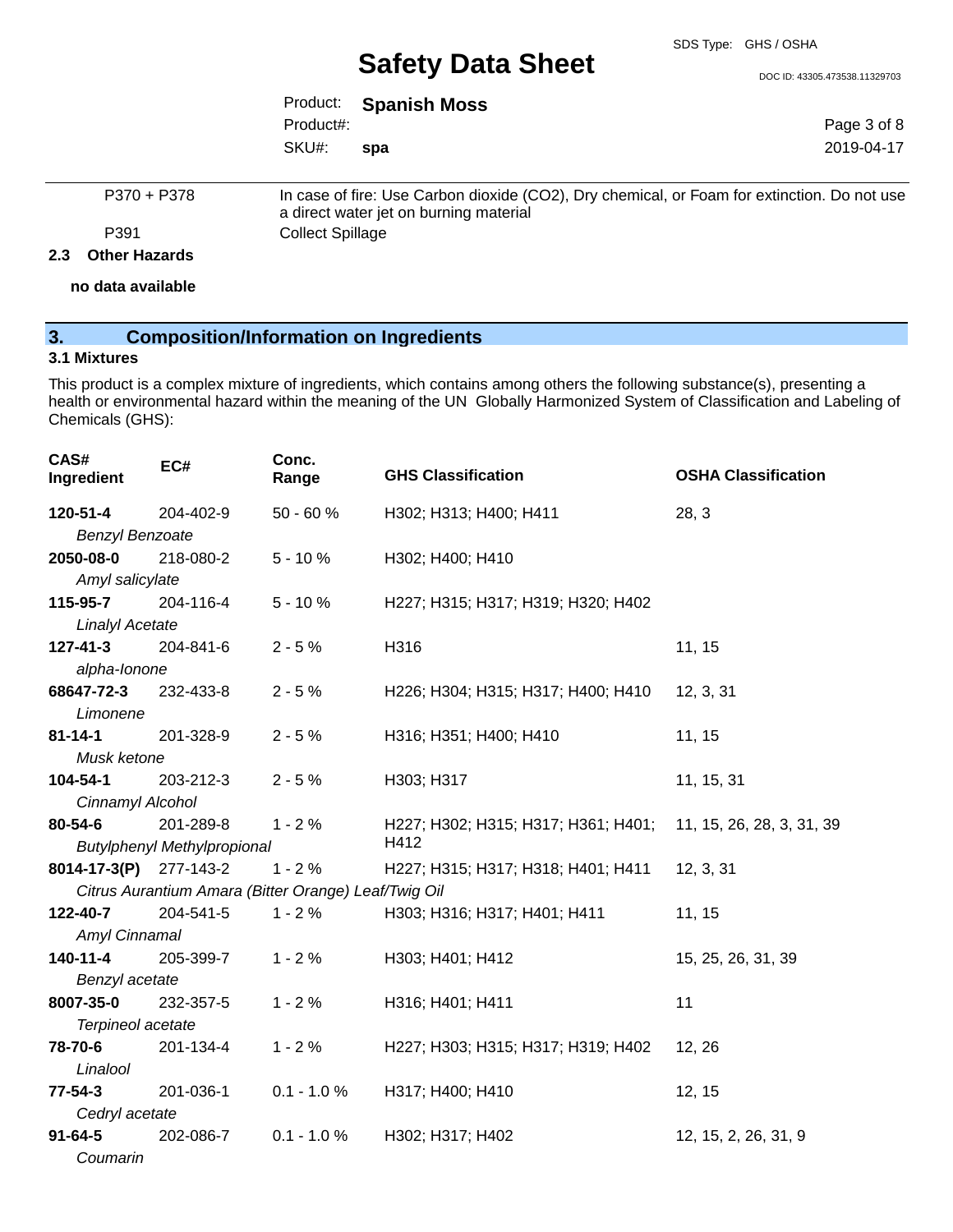| | |
|---|---|
| P370 + P378 | In case of fire: Use Carbon dioxide ($CO_2$), Dry chemical, or Foam for extinction. Do not use a direct water jet on burning material |
| P391 | Collect Spillage |

### 2.3 Other Hazards

**no data available**

## 3. Composition/Information on Ingredients

### 3.1 Mixtures

This product is a complex mixture of ingredients, which contains among others the following substance(s), presenting a health or environmental hazard within the meaning of the UN Globally Harmonized System of Classification and Labeling of Chemicals (GHS):

| CAS# Ingredient | EC# | Conc. Range | GHS Classification | OSHA Classification |
|---|---|---|---|---|
| **120-51-4** *Benzyl Benzoate* | 204-402-9 | 50 - 60 % | H302; H313; H400; H411 | 28, 3 |
| **2050-08-0** *Amyl salicylate* | 218-080-2 | 5 - 10 % | H302; H400; H410 | |
| **115-95-7** *Linalyl Acetate* | 204-116-4 | 5 - 10 % | H227; H315; H317; H319; H320; H402 | |
| **127-41-3** *alpha-Ionone* | 204-841-6 | 2 - 5 % | H316 | 11, 15 |
| **68647-72-3** *Limonene* | 232-433-8 | 2 - 5 % | H226; H304; H315; H317; H400; H410 | 12, 3, 31 |
| **81-14-1** *Musk ketone* | 201-328-9 | 2 - 5 % | H316; H351; H400; H410 | 11, 15 |
| **104-54-1** *Cinnamyl Alcohol* | 203-212-3 | 2 - 5 % | H303; H317 | 11, 15, 31 |
| **80-54-6** *Butylphenyl Methylpropional* | 201-289-8 | 1 - 2 % | H227; H302; H315; H317; H361; H401; H412 | 11, 15, 26, 28, 3, 31, 39 |
| **8014-17-3(P)** *Citrus Aurantium Amara (Bitter Orange) Leaf/Twig Oil* | 277-143-2 | 1 - 2 % | H227; H315; H317; H318; H401; H411 | 12, 3, 31 |
| **122-40-7** *Amyl Cinnamal* | 204-541-5 | 1 - 2 % | H303; H316; H317; H401; H411 | 11, 15 |
| **140-11-4** *Benzyl acetate* | 205-399-7 | 1 - 2 % | H303; H401; H412 | 15, 25, 26, 31, 39 |
| **8007-35-0** *Terpineol acetate* | 232-357-5 | 1 - 2 % | H316; H401; H411 | 11 |
| **78-70-6** *Linalool* | 201-134-4 | 1 - 2 % | H227; H303; H315; H317; H319; H402 | 12, 26 |
| **77-54-3** *Cedryl acetate* | 201-036-1 | 0.1 - 1.0 % | H317; H400; H410 | 12, 15 |
| **91-64-5** *Coumarin* | 202-086-7 | 0.1 - 1.0 % | H302; H317; H402 | 12, 15, 2, 26, 31, 9 |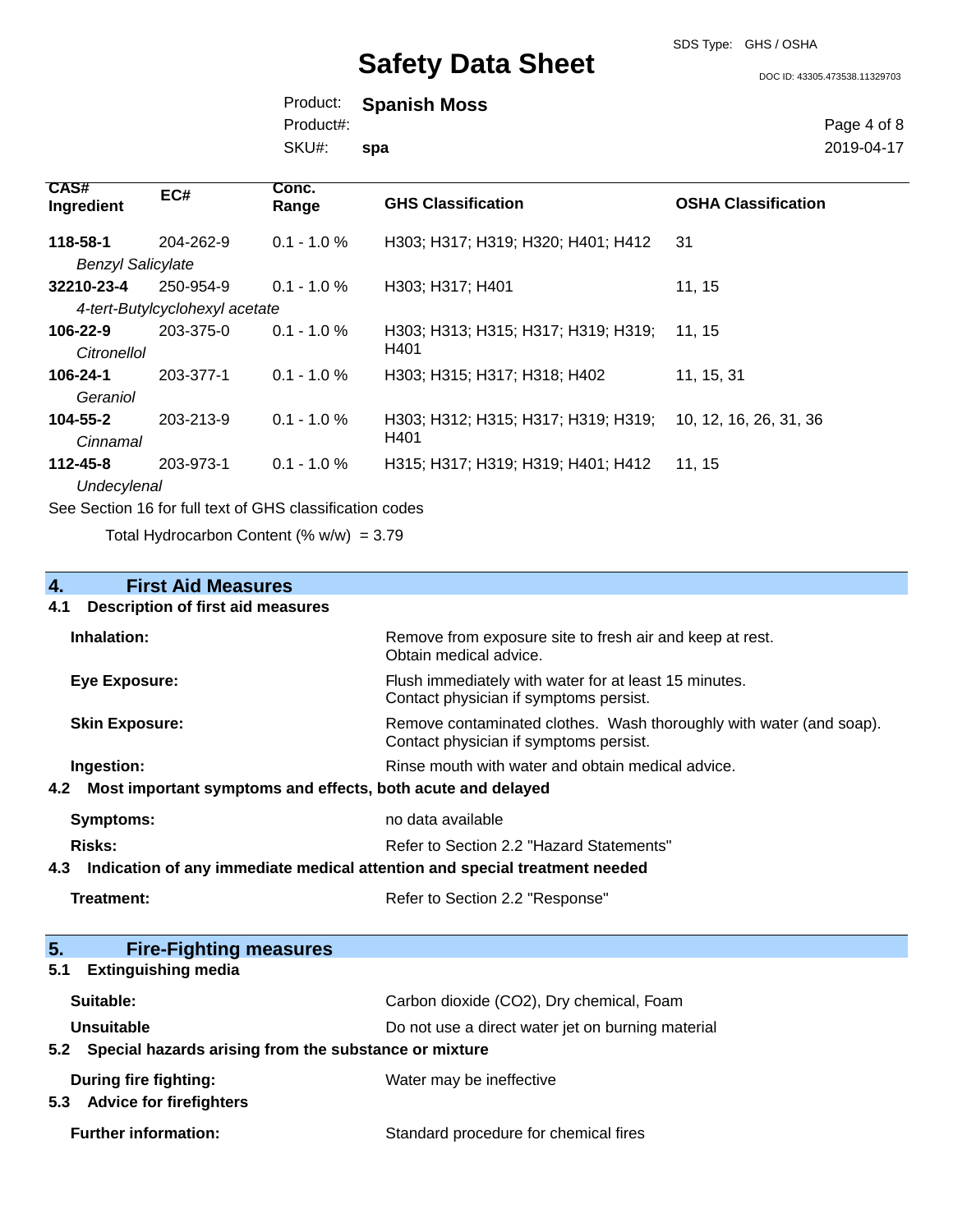| CAS# Ingredient | EC# | Conc. Range | GHS Classification | OSHA Classification |
|---|---|---|---|---|
| **118-58-1** *Benzyl Salicylate* | 204-262-9 | 0.1 - 1.0 % | H303; H317; H319; H320; H401; H412 | 31 |
| **32210-23-4** *4-tert-Butylcyclohexyl acetate* | 250-954-9 | 0.1 - 1.0 % | H303; H317; H401 | 11, 15 |
| **106-22-9** *Citronellol* | 203-375-0 | 0.1 - 1.0 % | H303; H313; H315; H317; H319; H319; H401 | 11, 15 |
| **106-24-1** *Geraniol* | 203-377-1 | 0.1 - 1.0 % | H303; H315; H317; H318; H402 | 11, 15, 31 |
| **104-55-2** *Cinnamal* | 203-213-9 | 0.1 - 1.0 % | H303; H312; H315; H317; H319; H319; H401 | 10, 12, 16, 26, 31, 36 |
| **112-45-8** *Undecylenal* | 203-973-1 | 0.1 - 1.0 % | H315; H317; H319; H319; H401; H412 | 11, 15 |

See Section 16 for full text of GHS classification codes

Total Hydrocarbon Content (% w/w) = 3.79

## 4. First Aid Measures

### 4.1 Description of first aid measures

**Inhalation:** Remove from exposure site to fresh air and keep at rest. Obtain medical advice.

**Eye Exposure:** Flush immediately with water for at least 15 minutes. Contact physician if symptoms persist.

**Skin Exposure:** Remove contaminated clothes. Wash thoroughly with water (and soap). Contact physician if symptoms persist.

**Ingestion:** Rinse mouth with water and obtain medical advice.

### 4.2 Most important symptoms and effects, both acute and delayed

**Symptoms:** no data available

**Risks:** Refer to Section 2.2 "Hazard Statements"

### 4.3 Indication of any immediate medical attention and special treatment needed

**Treatment:** Refer to Section 2.2 "Response"

## 5. Fire-Fighting measures

### 5.1 Extinguishing media

**Suitable:** Carbon dioxide (CO2), Dry chemical, Foam

**Unsuitable** Do not use a direct water jet on burning material

### 5.2 Special hazards arising from the substance or mixture

**During fire fighting:** Water may be ineffective

### 5.3 Advice for firefighters

**Further information:** Standard procedure for chemical fires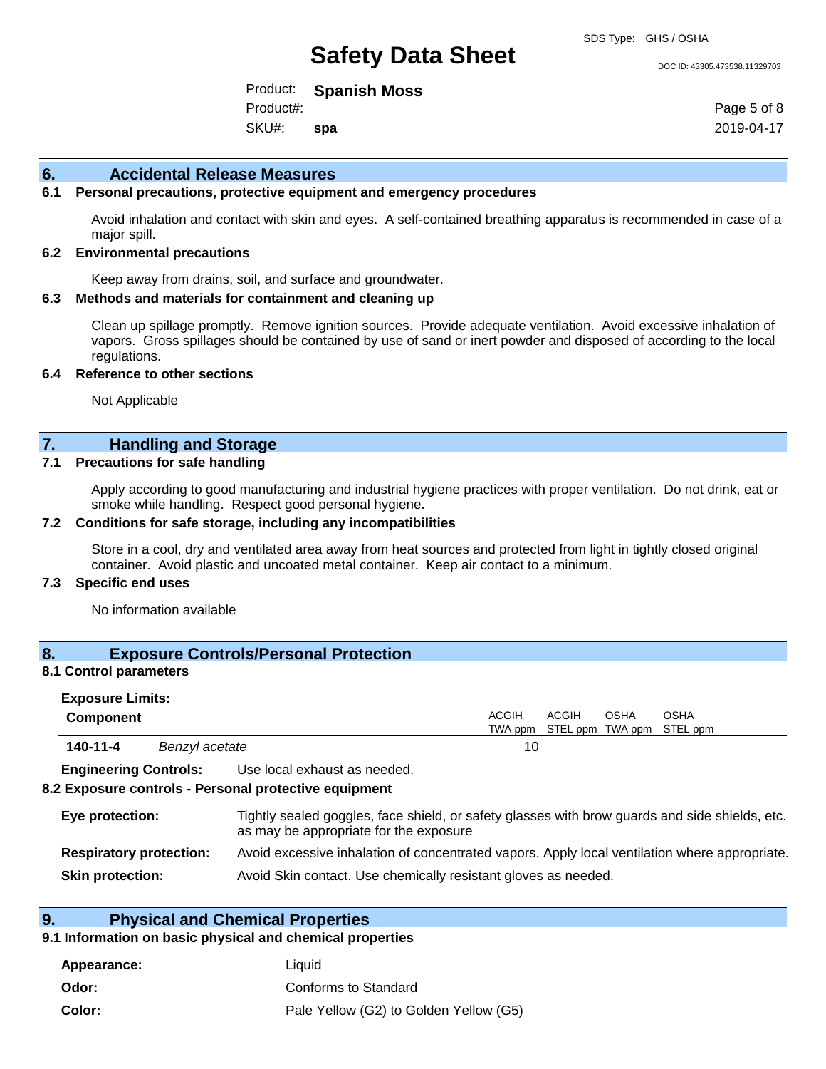## 6. Accidental Release Measures

### 6.1 Personal precautions, protective equipment and emergency procedures

Avoid inhalation and contact with skin and eyes. A self-contained breathing apparatus is recommended in case of a major spill.

### 6.2 Environmental precautions

Keep away from drains, soil, and surface and groundwater.

### 6.3 Methods and materials for containment and cleaning up

Clean up spillage promptly. Remove ignition sources. Provide adequate ventilation. Avoid excessive inhalation of vapors. Gross spillages should be contained by use of sand or inert powder and disposed of according to the local regulations.

### 6.4 Reference to other sections

Not Applicable

## 7. Handling and Storage

### 7.1 Precautions for safe handling

Apply according to good manufacturing and industrial hygiene practices with proper ventilation. Do not drink, eat or smoke while handling. Respect good personal hygiene.

### 7.2 Conditions for safe storage, including any incompatibilities

Store in a cool, dry and ventilated area away from heat sources and protected from light in tightly closed original container. Avoid plastic and uncoated metal container. Keep air contact to a minimum.

### 7.3 Specific end uses

No information available

## 8. Exposure Controls/Personal Protection

### 8.1 Control parameters

**Exposure Limits:**

| Component | | ACGIH TWA ppm | ACGIH STEL ppm | OSHA TWA ppm | OSHA STEL ppm |
|---|---|---|---|---|---|
| 140-11-4 | *Benzyl acetate* | 10 | | | |

**Engineering Controls:** Use local exhaust as needed.

### 8.2 Exposure controls - Personal protective equipment

**Eye protection:** Tightly sealed goggles, face shield, or safety glasses with brow guards and side shields, etc. as may be appropriate for the exposure

**Respiratory protection:** Avoid excessive inhalation of concentrated vapors. Apply local ventilation where appropriate.

**Skin protection:** Avoid Skin contact. Use chemically resistant gloves as needed.

## 9. Physical and Chemical Properties

### 9.1 Information on basic physical and chemical properties

**Appearance:** Liquid

**Odor:** Conforms to Standard

**Color:** Pale Yellow (G2) to Golden Yellow (G5)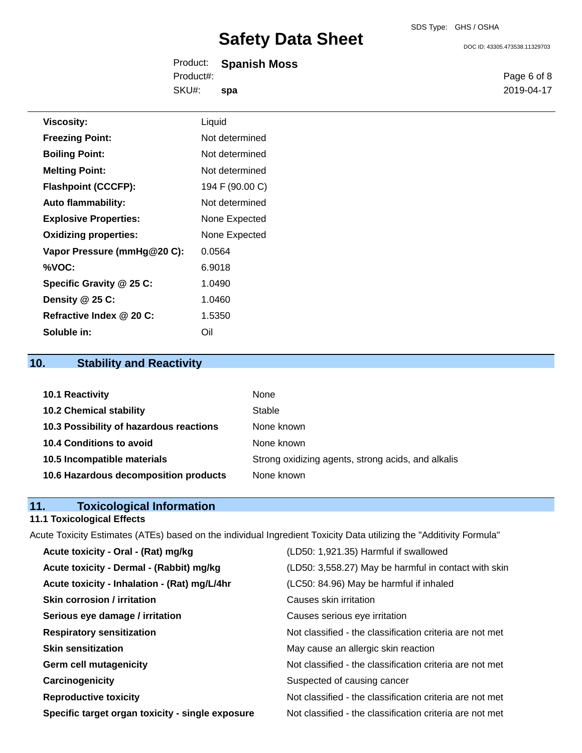| | |
|---|---|
| **Viscosity:** | Liquid |
| **Freezing Point:** | Not determined |
| **Boiling Point:** | Not determined |
| **Melting Point:** | Not determined |
| **Flashpoint (CCCFP):** | 194 F (90.00 C) |
| **Auto flammability:** | Not determined |
| **Explosive Properties:** | None Expected |
| **Oxidizing properties:** | None Expected |
| **Vapor Pressure (mmHg@20 C):** | 0.0564 |
| **%VOC:** | 6.9018 |
| **Specific Gravity @ 25 C:** | 1.0490 |
| **Density @ 25 C:** | 1.0460 |
| **Refractive Index @ 20 C:** | 1.5350 |
| **Soluble in:** | Oil |

## 10. Stability and Reactivity

| | |
|---|---|
| **10.1 Reactivity** | None |
| **10.2 Chemical stability** | Stable |
| **10.3 Possibility of hazardous reactions** | None known |
| **10.4 Conditions to avoid** | None known |
| **10.5 Incompatible materials** | Strong oxidizing agents, strong acids, and alkalis |
| **10.6 Hazardous decomposition products** | None known |

## 11. Toxicological Information

### 11.1 Toxicological Effects

Acute Toxicity Estimates (ATEs) based on the individual Ingredient Toxicity Data utilizing the "Additivity Formula"

| | |
|---|---|
| **Acute toxicity - Oral - (Rat) mg/kg** | (LD50: 1,921.35) Harmful if swallowed |
| **Acute toxicity - Dermal - (Rabbit) mg/kg** | (LD50: 3,558.27) May be harmful in contact with skin |
| **Acute toxicity - Inhalation - (Rat) mg/L/4hr** | (LC50: 84.96) May be harmful if inhaled |
| **Skin corrosion / irritation** | Causes skin irritation |
| **Serious eye damage / irritation** | Causes serious eye irritation |
| **Respiratory sensitization** | Not classified - the classification criteria are not met |
| **Skin sensitization** | May cause an allergic skin reaction |
| **Germ cell mutagenicity** | Not classified - the classification criteria are not met |
| **Carcinogenicity** | Suspected of causing cancer |
| **Reproductive toxicity** | Not classified - the classification criteria are not met |
| **Specific target organ toxicity - single exposure** | Not classified - the classification criteria are not met |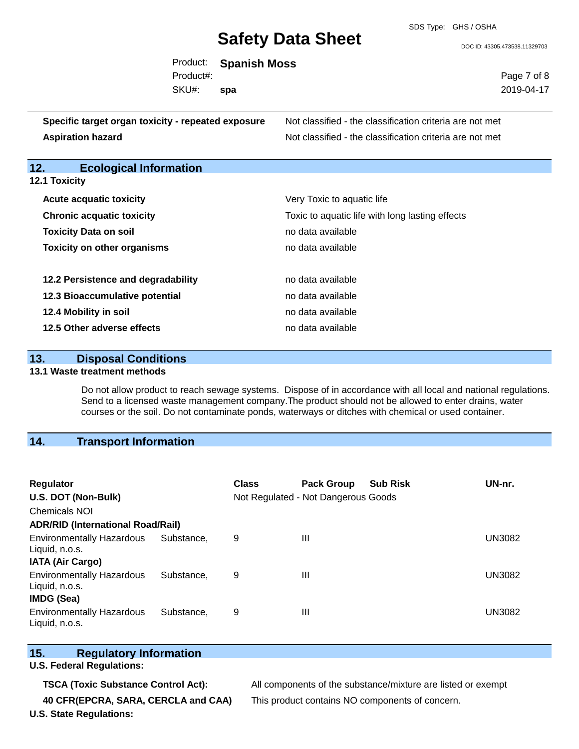| | |
|---|---|
| **Specific target organ toxicity - repeated exposure** | Not classified - the classification criteria are not met |
| **Aspiration hazard** | Not classified - the classification criteria are not met |

## 12. Ecological Information

### 12.1 Toxicity

| | |
|---|---|
| **Acute acquatic toxicity** | Very Toxic to aquatic life |
| **Chronic acquatic toxicity** | Toxic to aquatic life with long lasting effects |
| **Toxicity Data on soil** | no data available |
| **Toxicity on other organisms** | no data available |

| | |
|---|---|
| **12.2 Persistence and degradability** | no data available |
| **12.3 Bioaccumulative potential** | no data available |
| **12.4 Mobility in soil** | no data available |
| **12.5 Other adverse effects** | no data available |

## 13. Disposal Conditions

### 13.1 Waste treatment methods

Do not allow product to reach sewage systems. Dispose of in accordance with all local and national regulations. Send to a licensed waste management company.The product should not be allowed to enter drains, water courses or the soil. Do not contaminate ponds, waterways or ditches with chemical or used container.

## 14. Transport Information

| Regulator | Class | Pack Group | Sub Risk | UN-nr. |
|---|---|---|---|---|
| **U.S. DOT (Non-Bulk)** | Not Regulated - Not Dangerous Goods | | | |
| Chemicals NOI | | | | |
| **ADR/RID (International Road/Rail)** | | | | |
| Environmentally Hazardous Substance, Liquid, n.o.s. | 9 | III | | UN3082 |
| **IATA (Air Cargo)** | | | | |
| Environmentally Hazardous Substance, Liquid, n.o.s. | 9 | III | | UN3082 |
| **IMDG (Sea)** | | | | |
| Environmentally Hazardous Substance, Liquid, n.o.s. | 9 | III | | UN3082 |

## 15. Regulatory Information

**U.S. Federal Regulations:**

| | |
|---|---|
| **TSCA (Toxic Substance Control Act):** | All components of the substance/mixture are listed or exempt |
| **40 CFR(EPCRA, SARA, CERCLA and CAA)** | This product contains NO components of concern. |

**U.S. State Regulations:**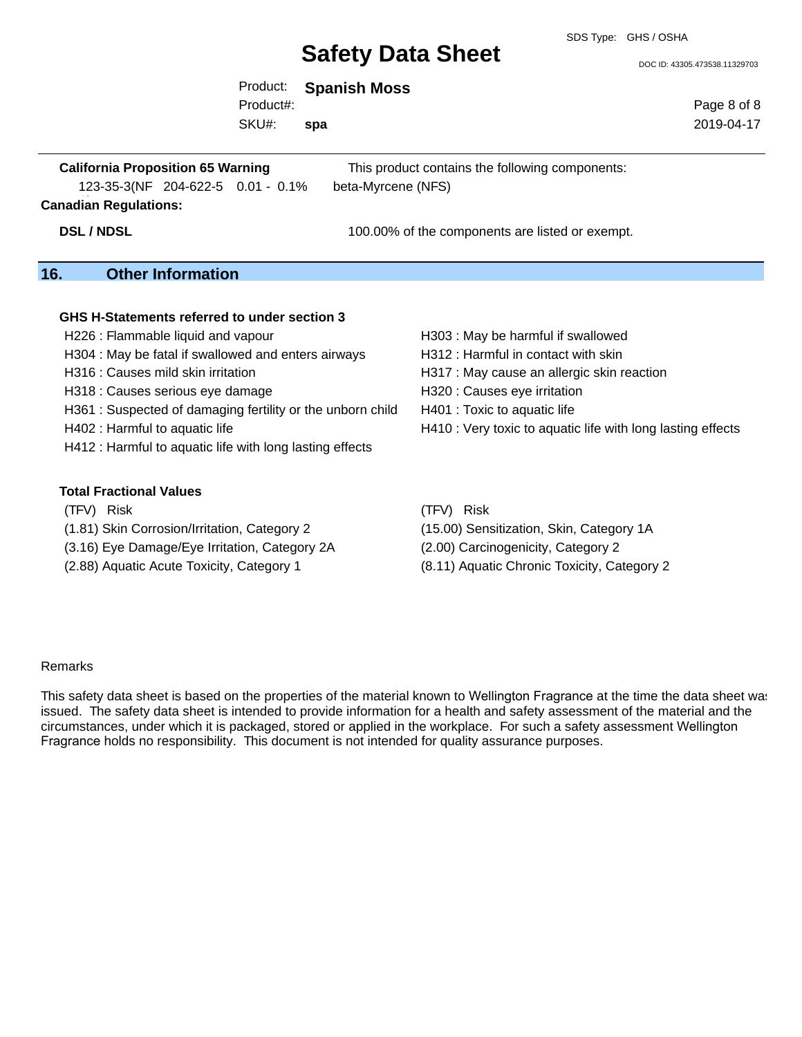**California Proposition 65 Warning**

This product contains the following components:

| | | | |
|---|---|---|---|
| 123-35-3(NF | 204-622-5 | 0.01 - 0.1% | beta-Myrcene (NFS) |

**Canadian Regulations:**

**DSL / NDSL** — 100.00% of the components are listed or exempt.

## 16. Other Information

**GHS H-Statements referred to under section 3**

H226 : Flammable liquid and vapour
H304 : May be fatal if swallowed and enters airways
H316 : Causes mild skin irritation
H318 : Causes serious eye damage
H361 : Suspected of damaging fertility or the unborn child
H402 : Harmful to aquatic life
H412 : Harmful to aquatic life with long lasting effects
H303 : May be harmful if swallowed
H312 : Harmful in contact with skin
H317 : May cause an allergic skin reaction
H320 : Causes eye irritation
H401 : Toxic to aquatic life
H410 : Very toxic to aquatic life with long lasting effects

**Total Fractional Values**

| (TFV) Risk | (TFV) Risk |
|---|---|
| (1.81) Skin Corrosion/Irritation, Category 2 | (15.00) Sensitization, Skin, Category 1A |
| (3.16) Eye Damage/Eye Irritation, Category 2A | (2.00) Carcinogenicity, Category 2 |
| (2.88) Aquatic Acute Toxicity, Category 1 | (8.11) Aquatic Chronic Toxicity, Category 2 |

Remarks

This safety data sheet is based on the properties of the material known to Wellington Fragrance at the time the data sheet was issued. The safety data sheet is intended to provide information for a health and safety assessment of the material and the circumstances, under which it is packaged, stored or applied in the workplace. For such a safety assessment Wellington Fragrance holds no responsibility. This document is not intended for quality assurance purposes.